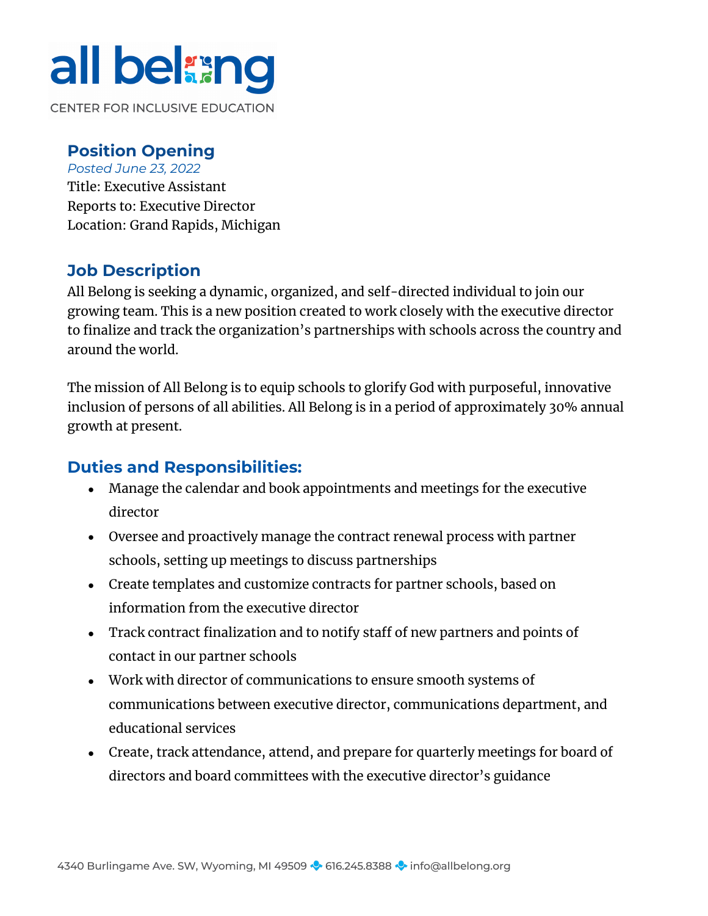all belong

CENTER FOR INCLUSIVE EDUCATION

## Position Opening

*Posted June 23, 2022*

Title: Executive Assistant
Reports to: Executive Director
Location: Grand Rapids, Michigan

## Job Description

All Belong is seeking a dynamic, organized, and self-directed individual to join our growing team. This is a new position created to work closely with the executive director to finalize and track the organization's partnerships with schools across the country and around the world.

The mission of All Belong is to equip schools to glorify God with purposeful, innovative inclusion of persons of all abilities. All Belong is in a period of approximately 30% annual growth at present.

## Duties and Responsibilities:

- Manage the calendar and book appointments and meetings for the executive director
- Oversee and proactively manage the contract renewal process with partner schools, setting up meetings to discuss partnerships
- Create templates and customize contracts for partner schools, based on information from the executive director
- Track contract finalization and to notify staff of new partners and points of contact in our partner schools
- Work with director of communications to ensure smooth systems of communications between executive director, communications department, and educational services
- Create, track attendance, attend, and prepare for quarterly meetings for board of directors and board committees with the executive director's guidance

4340 Burlingame Ave. SW, Wyoming, MI 49509 · 616.245.8388 · info@allbelong.org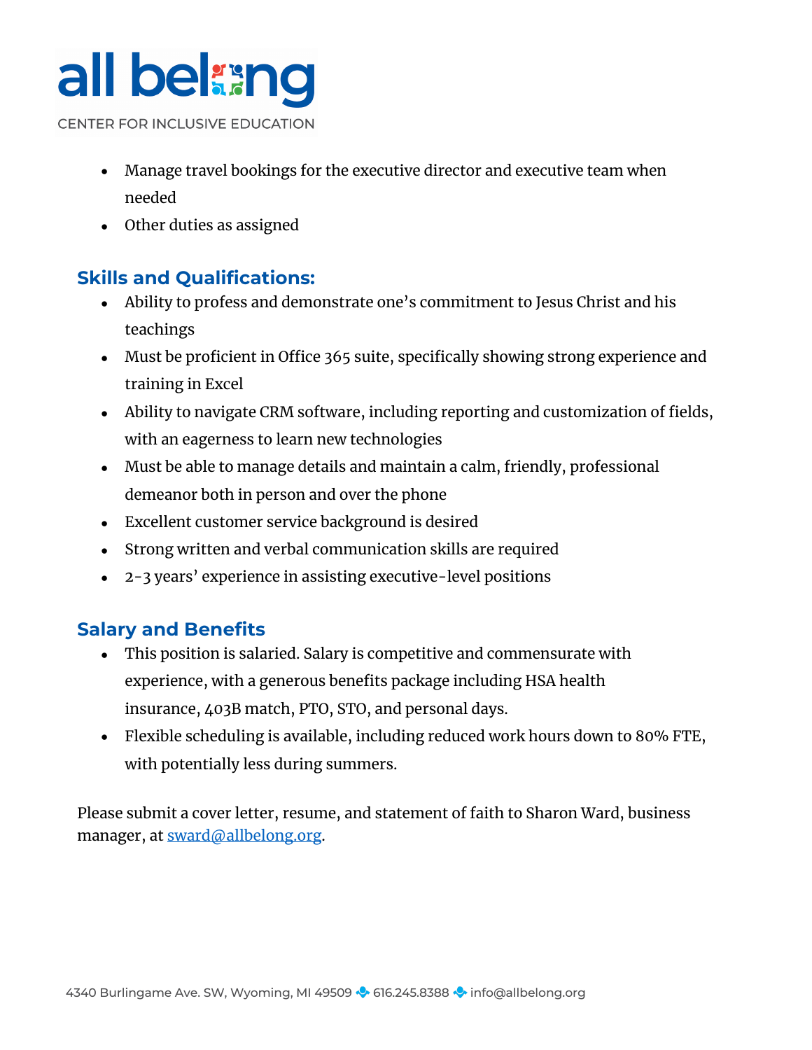- Manage travel bookings for the executive director and executive team when needed
- Other duties as assigned

## Skills and Qualifications:

- Ability to profess and demonstrate one's commitment to Jesus Christ and his teachings
- Must be proficient in Office 365 suite, specifically showing strong experience and training in Excel
- Ability to navigate CRM software, including reporting and customization of fields, with an eagerness to learn new technologies
- Must be able to manage details and maintain a calm, friendly, professional demeanor both in person and over the phone
- Excellent customer service background is desired
- Strong written and verbal communication skills are required
- 2-3 years' experience in assisting executive-level positions

## Salary and Benefits

- This position is salaried. Salary is competitive and commensurate with experience, with a generous benefits package including HSA health insurance, 403B match, PTO, STO, and personal days.
- Flexible scheduling is available, including reduced work hours down to 80% FTE, with potentially less during summers.

Please submit a cover letter, resume, and statement of faith to Sharon Ward, business manager, at sward@allbelong.org.